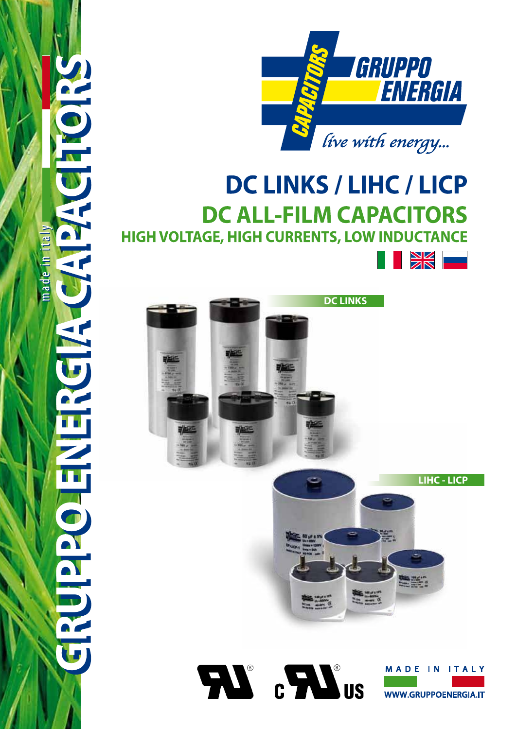GRUPPO ENERGIA CAPACITORS

made in italy

CAPACITORS GRUPPO ENERGIA

*live with energy...*

# DC LINKS / LIHC / LICP

## DC ALL-FILM CAPACITORS

### HIGH VOLTAGE, HIGH CURRENTS, LOW INDUCTANCE

DC LINKS

LIHC - LICP

MADE IN ITALY

WWW.GRUPPOENERGIA.IT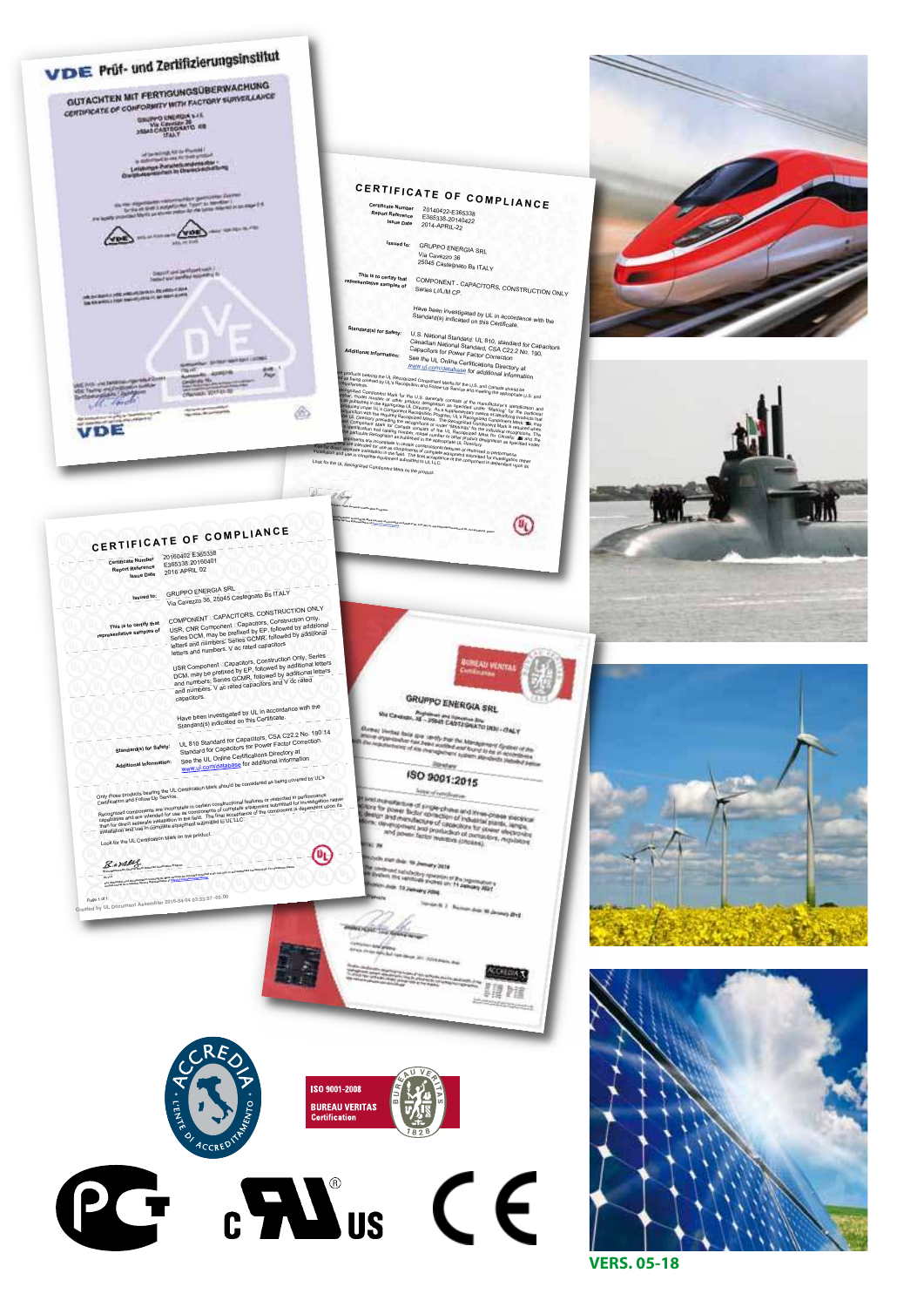VERS. 05-18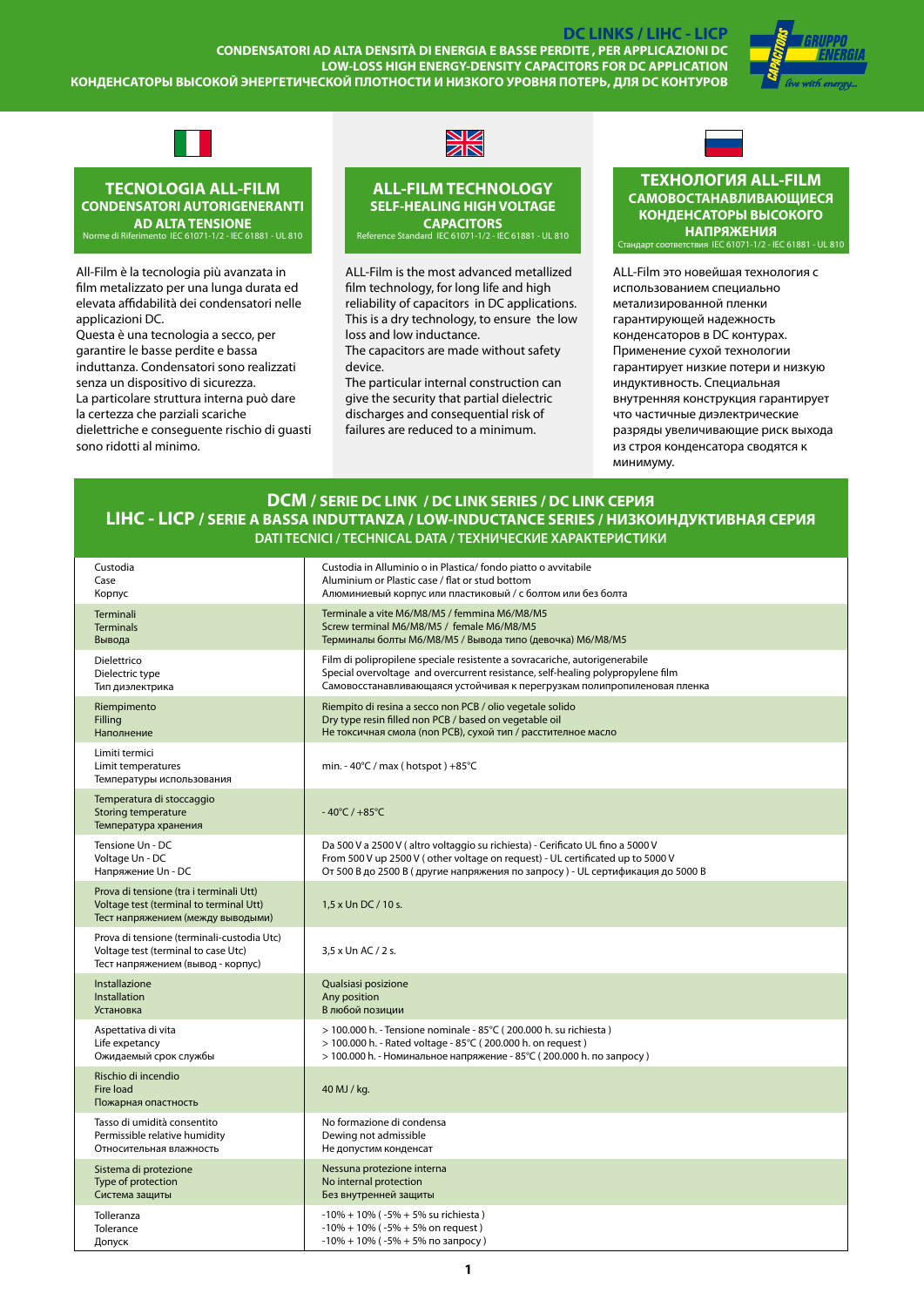# DC LINKS / LIHC - LICP

**CONDENSATORI AD ALTA DENSITÀ DI ENERGIA E BASSE PERDITE , PER APPLICAZIONI DC**
**LOW-LOSS HIGH ENERGY-DENSITY CAPACITORS FOR DC APPLICATION**
**КОНДЕНСАТОРЫ ВЫСОКОЙ ЭНЕРГЕТИЧЕСКОЙ ПЛОТНОСТИ И НИЗКОГО УРОВНЯ ПОТЕРЬ, ДЛЯ DC КОНТУРОВ**

## TECNOLOGIA ALL-FILM

**CONDENSATORI AUTORIGENERANTI AD ALTA TENSIONE**

Norme di Riferimento IEC 61071-1/2 - IEC 61881 - UL 810

All-Film è la tecnologia più avanzata in film metalizzato per una lunga durata ed elevata affidabilità dei condensatori nelle applicazioni DC.
Questa è una tecnologia a secco, per garantire le basse perdite e bassa induttanza. Condensatori sono realizzati senza un dispositivo di sicurezza.
La particolare struttura interna può dare la certezza che parziali scariche dielettriche e conseguente rischio di guasti sono ridotti al minimo.

## ALL-FILM TECHNOLOGY

**SELF-HEALING HIGH VOLTAGE CAPACITORS**

Reference Standard IEC 61071-1/2 - IEC 61881 - UL 810

ALL-Film is the most advanced metallized film technology, for long life and high reliability of capacitors in DC applications.
This is a dry technology, to ensure the low loss and low inductance.
The capacitors are made without safety device.
The particular internal construction can give the security that partial dielectric discharges and consequential risk of failures are reduced to a minimum.

## ТЕХНОЛОГИЯ ALL-FILM

**САМОВОСТАНАВЛИВАЮЩИЕСЯ КОНДЕНСАТОРЫ ВЫСОКОГО НАПРЯЖЕНИЯ**

Стандарт соответствия IEC 61071-1/2 - IEC 61881 - UL 810

ALL-Film это новейшая технология с использованием специально метализированной пленки гарантирующей надежность конденсаторов в DC контурах.
Применение сухой технологии гарантирует низкие потери и низкую индуктивность. Специальная внутренняя конструкция гарантирует что частичные диэлектрические разряды увеличивающие риск выхода из строя конденсатора сводятся к минимуму.

## DCM / SERIE DC LINK / DC LINK SERIES / DC LINK СЕРИЯ
## LIHC - LICP / SERIE A BASSA INDUTTANZA / LOW-INDUCTANCE SERIES / НИЗКОИНДУКТИВНАЯ СЕРИЯ

**DATI TECNICI / TECHNICAL DATA / ТЕХНИЧЕСКИЕ ХАРАКТЕРИСТИКИ**

| | |
|---|---|
| Custodia<br>Case<br>Корпус | Custodia in Alluminio o in Plastica/ fondo piatto o avvitabile<br>Aluminium or Plastic case / flat or stud bottom<br>Алюминиевый корпус или пластиковый / с болтом или без болта |
| Terminali<br>Terminals<br>Вывода | Terminale a vite M6/M8/M5 / femmina M6/M8/M5<br>Screw terminal M6/M8/M5 / female M6/M8/M5<br>Терминалы болты M6/M8/M5 / Вывода типо (девочка) M6/M8/M5 |
| Dielettrico<br>Dielectric type<br>Тип диэлектрика | Film di polipropilene speciale resistente a sovracariche, autorigenerabile<br>Special overvoltage and overcurrent resistance, self-healing polypropylene film<br>Самовосстанавливающаяся устойчивая к перегрузкам полипропиленовая пленка |
| Riempimento<br>Filling<br>Наполнение | Riempito di resina a secco non PCB / olio vegetale solido<br>Dry type resin filled non PCB / based on vegetable oil<br>Не токсичная смола (non PCB), сухой тип / расстительное масло |
| Limiti termici<br>Limit temperatures<br>Температуры использования | min. - 40°C / max ( hotspot ) +85°C |
| Temperatura di stoccaggio<br>Storing temperature<br>Температура хранения | - 40°C / +85°C |
| Tensione Un - DC<br>Voltage Un - DC<br>Напряжение Un - DC | Da 500 V a 2500 V ( altro voltaggio su richiesta) - Cerificato UL fino a 5000 V<br>From 500 V up 2500 V ( other voltage on request) - UL certificated up to 5000 V<br>От 500 В до 2500 В ( другие напряжения по запросу ) - UL сертификация до 5000 В |
| Prova di tensione (tra i terminali Utt)<br>Voltage test (terminal to terminal Utt)<br>Тест напряжением (между выводыми) | 1,5 x Un DC / 10 s. |
| Prova di tensione (terminali-custodia Utc)<br>Voltage test (terminal to case Utc)<br>Тест напряжением (вывод - корпус) | 3,5 x Un AC / 2 s. |
| Installazione<br>Installation<br>Установка | Qualsiasi posizione<br>Any position<br>В любой позиции |
| Aspettativa di vita<br>Life expetancy<br>Ожидаемый срок службы | > 100.000 h. - Tensione nominale - 85°C ( 200.000 h. su richiesta )<br>> 100.000 h. - Rated voltage - 85°C ( 200.000 h. on request )<br>> 100.000 h. - Номинальное напряжение - 85°C ( 200.000 h. по запросу ) |
| Rischio di incendio<br>Fire load<br>Пожарная опастность | 40 MJ / kg. |
| Tasso di umidità consentito<br>Permissible relative humidity<br>Относительная влажность | No formazione di condensa<br>Dewing not admissible<br>Не допустим конденсат |
| Sistema di protezione<br>Type of protection<br>Система защиты | Nessuna protezione interna<br>No internal protection<br>Без внутренней защиты |
| Tolleranza<br>Tolerance<br>Допуск | -10% + 10% ( -5% + 5% su richiesta )<br>-10% + 10% ( -5% + 5% on request )<br>-10% + 10% ( -5% + 5% по запросу ) |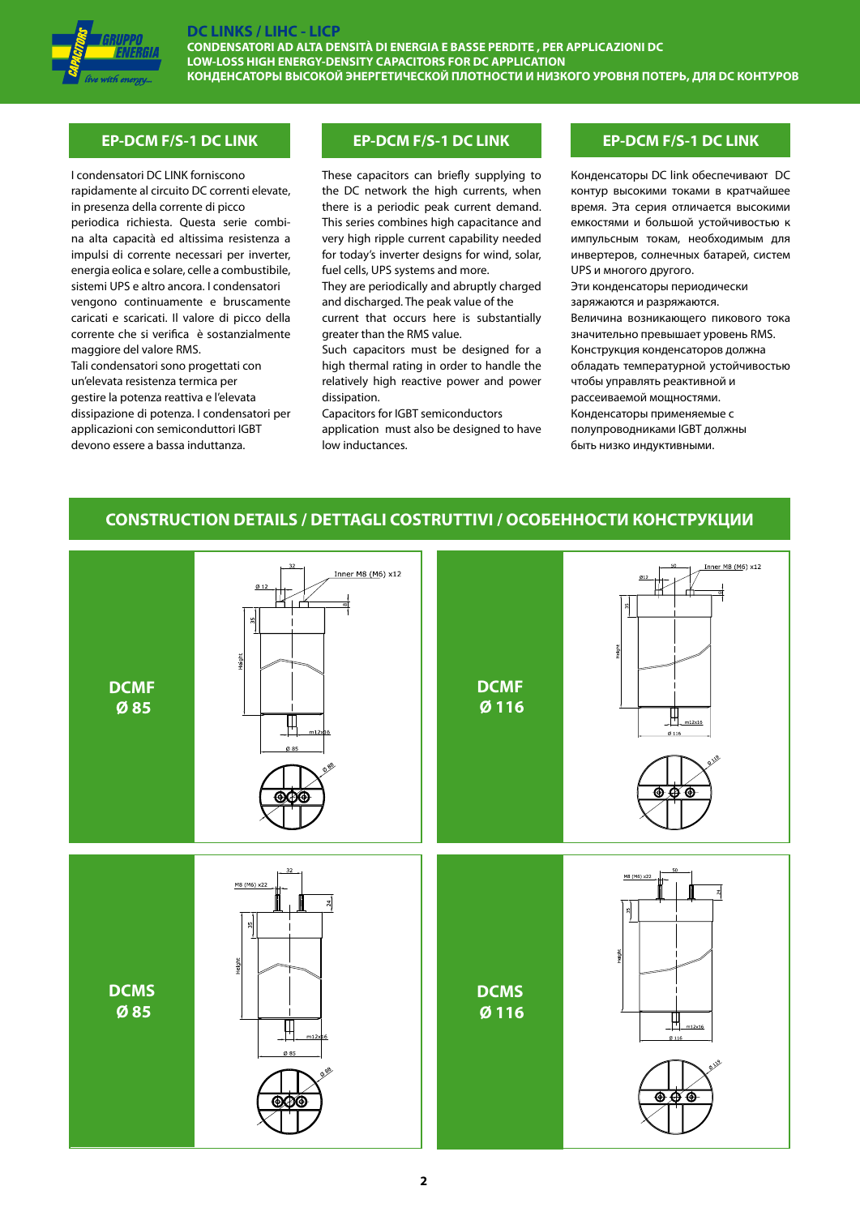# DC LINKS / LIHC - LICP

**CONDENSATORI AD ALTA DENSITÀ DI ENERGIA E BASSE PERDITE , PER APPLICAZIONI DC**
**LOW-LOSS HIGH ENERGY-DENSITY CAPACITORS FOR DC APPLICATION**
**КОНДЕНСАТОРЫ ВЫСОКОЙ ЭНЕРГЕТИЧЕСКОЙ ПЛОТНОСТИ И НИЗКОГО УРОВНЯ ПОТЕРЬ, ДЛЯ DC КОНТУРОВ**

## EP-DCM F/S-1 DC LINK

I condensatori DC LINK forniscono rapidamente al circuito DC correnti elevate, in presenza della corrente di picco periodica richiesta. Questa serie combina alta capacità ed altissima resistenza a impulsi di corrente necessari per inverter, energia eolica e solare, celle a combustibile, sistemi UPS e altro ancora. I condensatori vengono continuamente e bruscamente caricati e scaricati. Il valore di picco della corrente che si verifica è sostanzialmente maggiore del valore RMS.
Tali condensatori sono progettati con un'elevata resistenza termica per gestire la potenza reattiva e l'elevata dissipazione di potenza. I condensatori per applicazioni con semiconduttori IGBT devono essere a bassa induttanza.

## EP-DCM F/S-1 DC LINK

These capacitors can briefly supplying to the DC network the high currents, when there is a periodic peak current demand. This series combines high capacitance and very high ripple current capability needed for today's inverter designs for wind, solar, fuel cells, UPS systems and more.
They are periodically and abruptly charged and discharged. The peak value of the current that occurs here is substantially greater than the RMS value.
Such capacitors must be designed for a high thermal rating in order to handle the relatively high reactive power and power dissipation.
Capacitors for IGBT semiconductors application must also be designed to have low inductances.

## EP-DCM F/S-1 DC LINK

Конденсаторы DC link обеспечивают DC контур высокими токами в кратчайшее время. Эта серия отличается высокими емкостями и большой устойчивостью к импульсным токам, необходимым для инвертеров, солнечных батарей, систем UPS и многого другого.
Эти конденсаторы периодически заряжаются и разряжаются.
Величина возникающего пикового тока значительно превышает уровень RMS.
Конструкция конденсаторов должна обладать температурной устойчивостью чтобы управлять реактивной и рассеиваемой мощностями.
Конденсаторы применяемые с полупроводниками IGBT должны быть низко индуктивными.

## CONSTRUCTION DETAILS / DETTAGLI COSTRUTTIVI / ОСОБЕННОСТИ КОНСТРУКЦИИ

**DCMF Ø 85**

32 — Inner M8 (M6) x12 — Ø 12 — 8 — 35 — Height — m12x16 — Ø 85

**DCMF Ø 116**

50 — Inner M8 (M6) x12 — Ø12 — 35 — Height — m12x16 — Ø 116

**DCMS Ø 85**

32 — M8 (M6) x22 — 24 — 35 — Height — m12x16 — Ø 85

**DCMS Ø 116**

M8 (M6) x22 — 50 — 24 — 35 — Height — m12x16 — Ø 116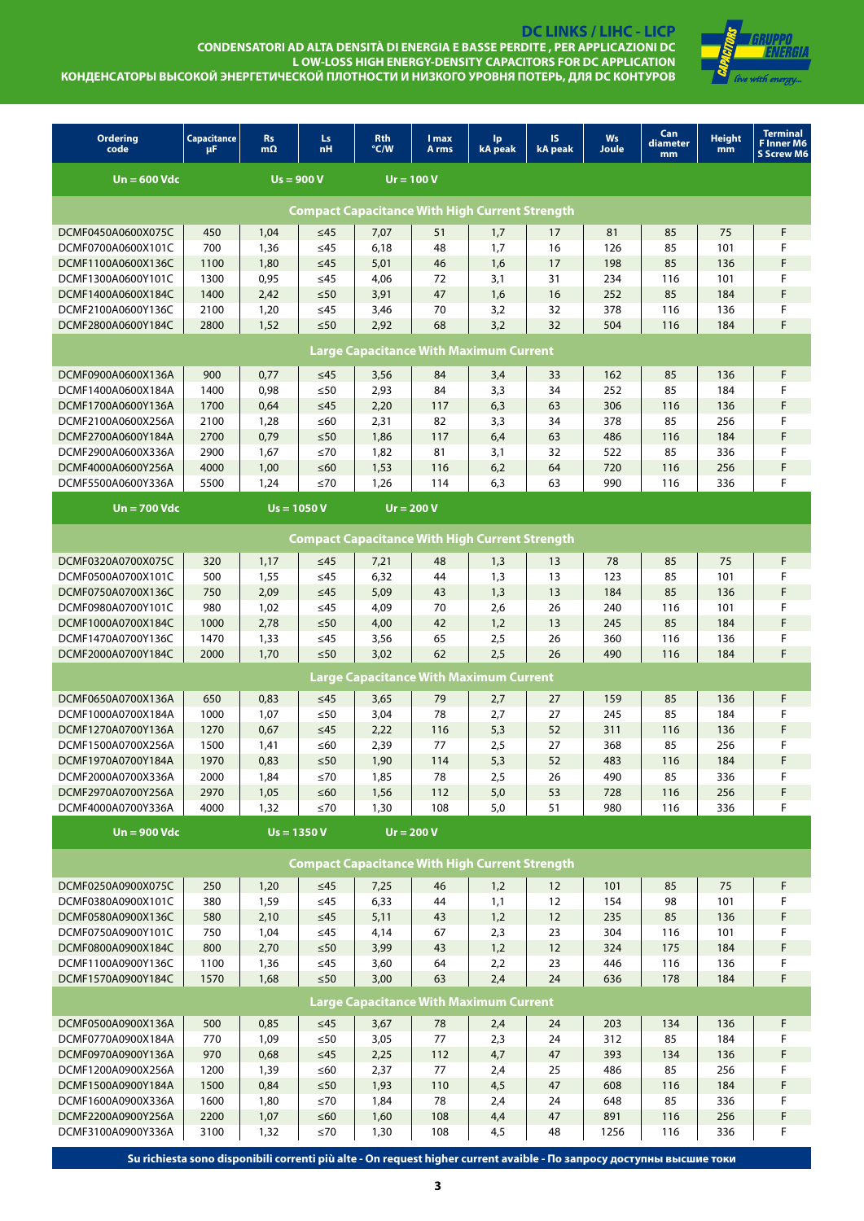# DC LINKS / LIHC - LICP

**CONDENSATORI AD ALTA DENSITÀ DI ENERGIA E BASSE PERDITE , PER APPLICAZIONI DC**
**L OW-LOSS HIGH ENERGY-DENSITY CAPACITORS FOR DC APPLICATION**
**КОНДЕНСАТОРЫ ВЫСОКОЙ ЭНЕРГЕТИЧЕСКОЙ ПЛОТНОСТИ И НИЗКОГО УРОВНЯ ПОТЕРЬ, ДЛЯ DC КОНТУРОВ**

| Ordering code | Capacitance µF | Rs mΩ | Ls nH | Rth °C/W | I max A rms | Ip kA peak | IS kA peak | Ws Joule | Can diameter mm | Height mm | Terminal F Inner M6 S Screw M6 |
|---|---|---|---|---|---|---|---|---|---|---|---|
| **Un = 600 Vdc** | | **Us = 900 V** | | **Ur = 100 V** | | | | | | | |
| **Compact Capacitance With High Current Strength** | | | | | | | | | | | |
| DCMF0450A0600X075C | 450 | 1,04 | ≤45 | 7,07 | 51 | 1,7 | 17 | 81 | 85 | 75 | F |
| DCMF0700A0600X101C | 700 | 1,36 | ≤45 | 6,18 | 48 | 1,7 | 16 | 126 | 85 | 101 | F |
| DCMF1100A0600X136C | 1100 | 1,80 | ≤45 | 5,01 | 46 | 1,6 | 17 | 198 | 85 | 136 | F |
| DCMF1300A0600Y101C | 1300 | 0,95 | ≤45 | 4,06 | 72 | 3,1 | 31 | 234 | 116 | 101 | F |
| DCMF1400A0600X184C | 1400 | 2,42 | ≤50 | 3,91 | 47 | 1,6 | 16 | 252 | 85 | 184 | F |
| DCMF2100A0600Y136C | 2100 | 1,20 | ≤45 | 3,46 | 70 | 3,2 | 32 | 378 | 116 | 136 | F |
| DCMF2800A0600Y184C | 2800 | 1,52 | ≤50 | 2,92 | 68 | 3,2 | 32 | 504 | 116 | 184 | F |
| **Large Capacitance With Maximum Current** | | | | | | | | | | | |
| DCMF0900A0600X136A | 900 | 0,77 | ≤45 | 3,56 | 84 | 3,4 | 33 | 162 | 85 | 136 | F |
| DCMF1400A0600X184A | 1400 | 0,98 | ≤50 | 2,93 | 84 | 3,3 | 34 | 252 | 85 | 184 | F |
| DCMF1700A0600Y136A | 1700 | 0,64 | ≤45 | 2,20 | 117 | 6,3 | 63 | 306 | 116 | 136 | F |
| DCMF2100A0600X256A | 2100 | 1,28 | ≤60 | 2,31 | 82 | 3,3 | 34 | 378 | 85 | 256 | F |
| DCMF2700A0600Y184A | 2700 | 0,79 | ≤50 | 1,86 | 117 | 6,4 | 63 | 486 | 116 | 184 | F |
| DCMF2900A0600X336A | 2900 | 1,67 | ≤70 | 1,82 | 81 | 3,1 | 32 | 522 | 85 | 336 | F |
| DCMF4000A0600Y256A | 4000 | 1,00 | ≤60 | 1,53 | 116 | 6,2 | 64 | 720 | 116 | 256 | F |
| DCMF5500A0600Y336A | 5500 | 1,24 | ≤70 | 1,26 | 114 | 6,3 | 63 | 990 | 116 | 336 | F |
| **Un = 700 Vdc** | | **Us = 1050 V** | | **Ur = 200 V** | | | | | | | |
| **Compact Capacitance With High Current Strength** | | | | | | | | | | | |
| DCMF0320A0700X075C | 320 | 1,17 | ≤45 | 7,21 | 48 | 1,3 | 13 | 78 | 85 | 75 | F |
| DCMF0500A0700X101C | 500 | 1,55 | ≤45 | 6,32 | 44 | 1,3 | 13 | 123 | 85 | 101 | F |
| DCMF0750A0700X136C | 750 | 2,09 | ≤45 | 5,09 | 43 | 1,3 | 13 | 184 | 85 | 136 | F |
| DCMF0980A0700Y101C | 980 | 1,02 | ≤45 | 4,09 | 70 | 2,6 | 26 | 240 | 116 | 101 | F |
| DCMF1000A0700X184C | 1000 | 2,78 | ≤50 | 4,00 | 42 | 1,2 | 13 | 245 | 85 | 184 | F |
| DCMF1470A0700Y136C | 1470 | 1,33 | ≤45 | 3,56 | 65 | 2,5 | 26 | 360 | 116 | 136 | F |
| DCMF2000A0700Y184C | 2000 | 1,70 | ≤50 | 3,02 | 62 | 2,5 | 26 | 490 | 116 | 184 | F |
| **Large Capacitance With Maximum Current** | | | | | | | | | | | |
| DCMF0650A0700X136A | 650 | 0,83 | ≤45 | 3,65 | 79 | 2,7 | 27 | 159 | 85 | 136 | F |
| DCMF1000A0700X184A | 1000 | 1,07 | ≤50 | 3,04 | 78 | 2,7 | 27 | 245 | 85 | 184 | F |
| DCMF1270A0700Y136A | 1270 | 0,67 | ≤45 | 2,22 | 116 | 5,3 | 52 | 311 | 116 | 136 | F |
| DCMF1500A0700X256A | 1500 | 1,41 | ≤60 | 2,39 | 77 | 2,5 | 27 | 368 | 85 | 256 | F |
| DCMF1970A0700Y184A | 1970 | 0,83 | ≤50 | 1,90 | 114 | 5,3 | 52 | 483 | 116 | 184 | F |
| DCMF2000A0700X336A | 2000 | 1,84 | ≤70 | 1,85 | 78 | 2,5 | 26 | 490 | 85 | 336 | F |
| DCMF2970A0700Y256A | 2970 | 1,05 | ≤60 | 1,56 | 112 | 5,0 | 53 | 728 | 116 | 256 | F |
| DCMF4000A0700Y336A | 4000 | 1,32 | ≤70 | 1,30 | 108 | 5,0 | 51 | 980 | 116 | 336 | F |
| **Un = 900 Vdc** | | **Us = 1350 V** | | **Ur = 200 V** | | | | | | | |
| **Compact Capacitance With High Current Strength** | | | | | | | | | | | |
| DCMF0250A0900X075C | 250 | 1,20 | ≤45 | 7,25 | 46 | 1,2 | 12 | 101 | 85 | 75 | F |
| DCMF0380A0900X101C | 380 | 1,59 | ≤45 | 6,33 | 44 | 1,1 | 12 | 154 | 98 | 101 | F |
| DCMF0580A0900X136C | 580 | 2,10 | ≤45 | 5,11 | 43 | 1,2 | 12 | 235 | 85 | 136 | F |
| DCMF0750A0900Y101C | 750 | 1,04 | ≤45 | 4,14 | 67 | 2,3 | 23 | 304 | 116 | 101 | F |
| DCMF0800A0900X184C | 800 | 2,70 | ≤50 | 3,99 | 43 | 1,2 | 12 | 324 | 175 | 184 | F |
| DCMF1100A0900Y136C | 1100 | 1,36 | ≤45 | 3,60 | 64 | 2,2 | 23 | 446 | 116 | 136 | F |
| DCMF1570A0900Y184C | 1570 | 1,68 | ≤50 | 3,00 | 63 | 2,4 | 24 | 636 | 178 | 184 | F |
| **Large Capacitance With Maximum Current** | | | | | | | | | | | |
| DCMF0500A0900X136A | 500 | 0,85 | ≤45 | 3,67 | 78 | 2,4 | 24 | 203 | 134 | 136 | F |
| DCMF0770A0900X184A | 770 | 1,09 | ≤50 | 3,05 | 77 | 2,3 | 24 | 312 | 85 | 184 | F |
| DCMF0970A0900Y136A | 970 | 0,68 | ≤45 | 2,25 | 112 | 4,7 | 47 | 393 | 134 | 136 | F |
| DCMF1200A0900X256A | 1200 | 1,39 | ≤60 | 2,37 | 77 | 2,4 | 25 | 486 | 85 | 256 | F |
| DCMF1500A0900Y184A | 1500 | 0,84 | ≤50 | 1,93 | 110 | 4,5 | 47 | 608 | 116 | 184 | F |
| DCMF1600A0900X336A | 1600 | 1,80 | ≤70 | 1,84 | 78 | 2,4 | 24 | 648 | 85 | 336 | F |
| DCMF2200A0900Y256A | 2200 | 1,07 | ≤60 | 1,60 | 108 | 4,4 | 47 | 891 | 116 | 256 | F |
| DCMF3100A0900Y336A | 3100 | 1,32 | ≤70 | 1,30 | 108 | 4,5 | 48 | 1256 | 116 | 336 | F |

**Su richiesta sono disponibili correnti più alte - On request higher current avaible - По запросу доступны высшие токи**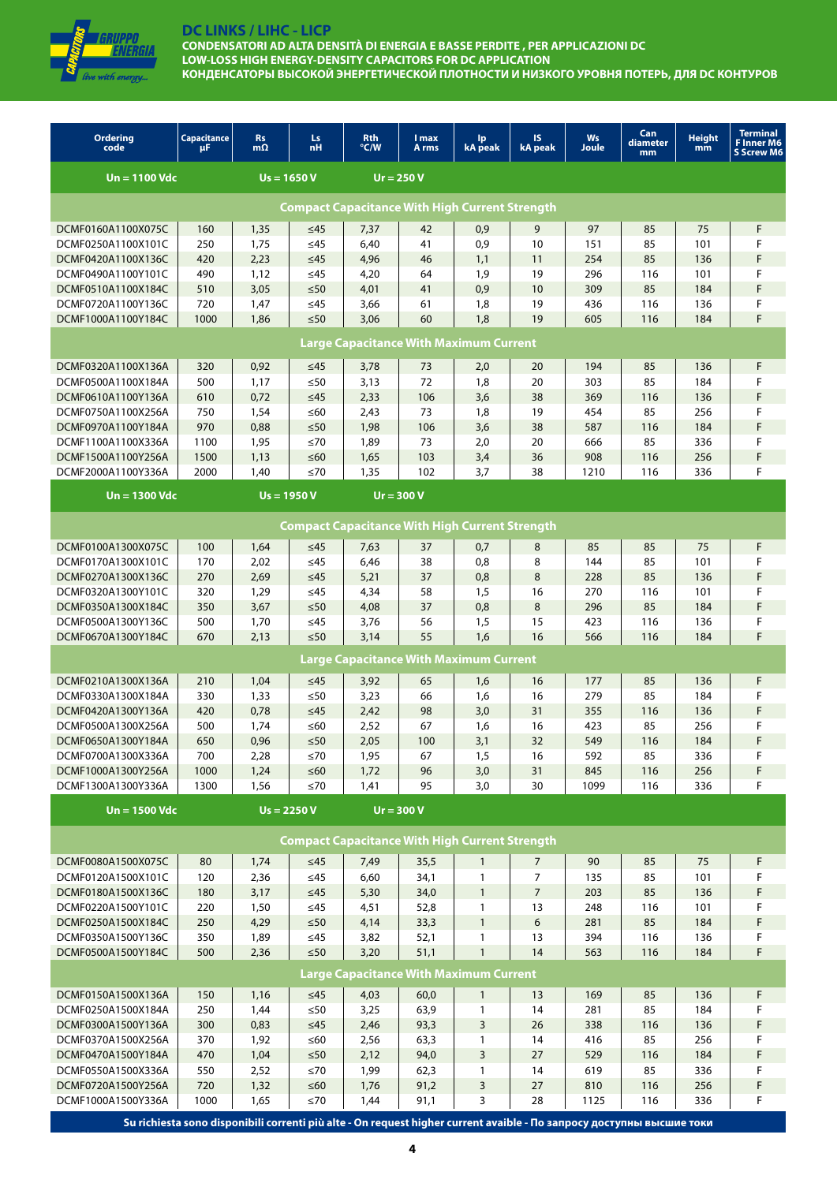# DC LINKS / LIHC - LICP

**CONDENSATORI AD ALTA DENSITÀ DI ENERGIA E BASSE PERDITE , PER APPLICAZIONI DC**
**LOW-LOSS HIGH ENERGY-DENSITY CAPACITORS FOR DC APPLICATION**
**КОНДЕНСАТОРЫ ВЫСОКОЙ ЭНЕРГЕТИЧЕСКОЙ ПЛОТНОСТИ И НИЗКОГО УРОВНЯ ПОТЕРЬ, ДЛЯ DC КОНТУРОВ**

| Ordering code | Capacitance µF | Rs mΩ | Ls nH | Rth °C/W | I max A rms | Ip kA peak | IS kA peak | Ws Joule | Can diameter mm | Height mm | Terminal F Inner M6 S Screw M6 |
|---|---|---|---|---|---|---|---|---|---|---|---|
| **Un = 1100 Vdc** | | **Us = 1650 V** | | **Ur = 250 V** | | | | | | | |
| **Compact Capacitance With High Current Strength** | | | | | | | | | | | |
| DCMF0160A1100X075C | 160 | 1,35 | ≤45 | 7,37 | 42 | 0,9 | 9 | 97 | 85 | 75 | F |
| DCMF0250A1100X101C | 250 | 1,75 | ≤45 | 6,40 | 41 | 0,9 | 10 | 151 | 85 | 101 | F |
| DCMF0420A1100X136C | 420 | 2,23 | ≤45 | 4,96 | 46 | 1,1 | 11 | 254 | 85 | 136 | F |
| DCMF0490A1100Y101C | 490 | 1,12 | ≤45 | 4,20 | 64 | 1,9 | 19 | 296 | 116 | 101 | F |
| DCMF0510A1100X184C | 510 | 3,05 | ≤50 | 4,01 | 41 | 0,9 | 10 | 309 | 85 | 184 | F |
| DCMF0720A1100Y136C | 720 | 1,47 | ≤45 | 3,66 | 61 | 1,8 | 19 | 436 | 116 | 136 | F |
| DCMF1000A1100Y184C | 1000 | 1,86 | ≤50 | 3,06 | 60 | 1,8 | 19 | 605 | 116 | 184 | F |
| **Large Capacitance With Maximum Current** | | | | | | | | | | | |
| DCMF0320A1100X136A | 320 | 0,92 | ≤45 | 3,78 | 73 | 2,0 | 20 | 194 | 85 | 136 | F |
| DCMF0500A1100X184A | 500 | 1,17 | ≤50 | 3,13 | 72 | 1,8 | 20 | 303 | 85 | 184 | F |
| DCMF0610A1100Y136A | 610 | 0,72 | ≤45 | 2,33 | 106 | 3,6 | 38 | 369 | 116 | 136 | F |
| DCMF0750A1100X256A | 750 | 1,54 | ≤60 | 2,43 | 73 | 1,8 | 19 | 454 | 85 | 256 | F |
| DCMF0970A1100Y184A | 970 | 0,88 | ≤50 | 1,98 | 106 | 3,6 | 38 | 587 | 116 | 184 | F |
| DCMF1100A1100X336A | 1100 | 1,95 | ≤70 | 1,89 | 73 | 2,0 | 20 | 666 | 85 | 336 | F |
| DCMF1500A1100Y256A | 1500 | 1,13 | ≤60 | 1,65 | 103 | 3,4 | 36 | 908 | 116 | 256 | F |
| DCMF2000A1100Y336A | 2000 | 1,40 | ≤70 | 1,35 | 102 | 3,7 | 38 | 1210 | 116 | 336 | F |
| **Un = 1300 Vdc** | | **Us = 1950 V** | | **Ur = 300 V** | | | | | | | |
| **Compact Capacitance With High Current Strength** | | | | | | | | | | | |
| DCMF0100A1300X075C | 100 | 1,64 | ≤45 | 7,63 | 37 | 0,7 | 8 | 85 | 85 | 75 | F |
| DCMF0170A1300X101C | 170 | 2,02 | ≤45 | 6,46 | 38 | 0,8 | 8 | 144 | 85 | 101 | F |
| DCMF0270A1300X136C | 270 | 2,69 | ≤45 | 5,21 | 37 | 0,8 | 8 | 228 | 85 | 136 | F |
| DCMF0320A1300Y101C | 320 | 1,29 | ≤45 | 4,34 | 58 | 1,5 | 16 | 270 | 116 | 101 | F |
| DCMF0350A1300X184C | 350 | 3,67 | ≤50 | 4,08 | 37 | 0,8 | 8 | 296 | 85 | 184 | F |
| DCMF0500A1300Y136C | 500 | 1,70 | ≤45 | 3,76 | 56 | 1,5 | 15 | 423 | 116 | 136 | F |
| DCMF0670A1300Y184C | 670 | 2,13 | ≤50 | 3,14 | 55 | 1,6 | 16 | 566 | 116 | 184 | F |
| **Large Capacitance With Maximum Current** | | | | | | | | | | | |
| DCMF0210A1300X136A | 210 | 1,04 | ≤45 | 3,92 | 65 | 1,6 | 16 | 177 | 85 | 136 | F |
| DCMF0330A1300X184A | 330 | 1,33 | ≤50 | 3,23 | 66 | 1,6 | 16 | 279 | 85 | 184 | F |
| DCMF0420A1300Y136A | 420 | 0,78 | ≤45 | 2,42 | 98 | 3,0 | 31 | 355 | 116 | 136 | F |
| DCMF0500A1300X256A | 500 | 1,74 | ≤60 | 2,52 | 67 | 1,6 | 16 | 423 | 85 | 256 | F |
| DCMF0650A1300Y184A | 650 | 0,96 | ≤50 | 2,05 | 100 | 3,1 | 32 | 549 | 116 | 184 | F |
| DCMF0700A1300X336A | 700 | 2,28 | ≤70 | 1,95 | 67 | 1,5 | 16 | 592 | 85 | 336 | F |
| DCMF1000A1300Y256A | 1000 | 1,24 | ≤60 | 1,72 | 96 | 3,0 | 31 | 845 | 116 | 256 | F |
| DCMF1300A1300Y336A | 1300 | 1,56 | ≤70 | 1,41 | 95 | 3,0 | 30 | 1099 | 116 | 336 | F |
| **Un = 1500 Vdc** | | **Us = 2250 V** | | **Ur = 300 V** | | | | | | | |
| **Compact Capacitance With High Current Strength** | | | | | | | | | | | |
| DCMF0080A1500X075C | 80 | 1,74 | ≤45 | 7,49 | 35,5 | 1 | 7 | 90 | 85 | 75 | F |
| DCMF0120A1500X101C | 120 | 2,36 | ≤45 | 6,60 | 34,1 | 1 | 7 | 135 | 85 | 101 | F |
| DCMF0180A1500X136C | 180 | 3,17 | ≤45 | 5,30 | 34,0 | 1 | 7 | 203 | 85 | 136 | F |
| DCMF0220A1500Y101C | 220 | 1,50 | ≤45 | 4,51 | 52,8 | 1 | 13 | 248 | 116 | 101 | F |
| DCMF0250A1500X184C | 250 | 4,29 | ≤50 | 4,14 | 33,3 | 1 | 6 | 281 | 85 | 184 | F |
| DCMF0350A1500Y136C | 350 | 1,89 | ≤45 | 3,82 | 52,1 | 1 | 13 | 394 | 116 | 136 | F |
| DCMF0500A1500Y184C | 500 | 2,36 | ≤50 | 3,20 | 51,1 | 1 | 14 | 563 | 116 | 184 | F |
| **Large Capacitance With Maximum Current** | | | | | | | | | | | |
| DCMF0150A1500X136A | 150 | 1,16 | ≤45 | 4,03 | 60,0 | 1 | 13 | 169 | 85 | 136 | F |
| DCMF0250A1500X184A | 250 | 1,44 | ≤50 | 3,25 | 63,9 | 1 | 14 | 281 | 85 | 184 | F |
| DCMF0300A1500Y136A | 300 | 0,83 | ≤45 | 2,46 | 93,3 | 3 | 26 | 338 | 116 | 136 | F |
| DCMF0370A1500X256A | 370 | 1,92 | ≤60 | 2,56 | 63,3 | 1 | 14 | 416 | 85 | 256 | F |
| DCMF0470A1500Y184A | 470 | 1,04 | ≤50 | 2,12 | 94,0 | 3 | 27 | 529 | 116 | 184 | F |
| DCMF0550A1500X336A | 550 | 2,52 | ≤70 | 1,99 | 62,3 | 1 | 14 | 619 | 85 | 336 | F |
| DCMF0720A1500Y256A | 720 | 1,32 | ≤60 | 1,76 | 91,2 | 3 | 27 | 810 | 116 | 256 | F |
| DCMF1000A1500Y336A | 1000 | 1,65 | ≤70 | 1,44 | 91,1 | 3 | 28 | 1125 | 116 | 336 | F |

**Su richiesta sono disponibili correnti più alte - On request higher current avaible - По запросу доступны высшие токи**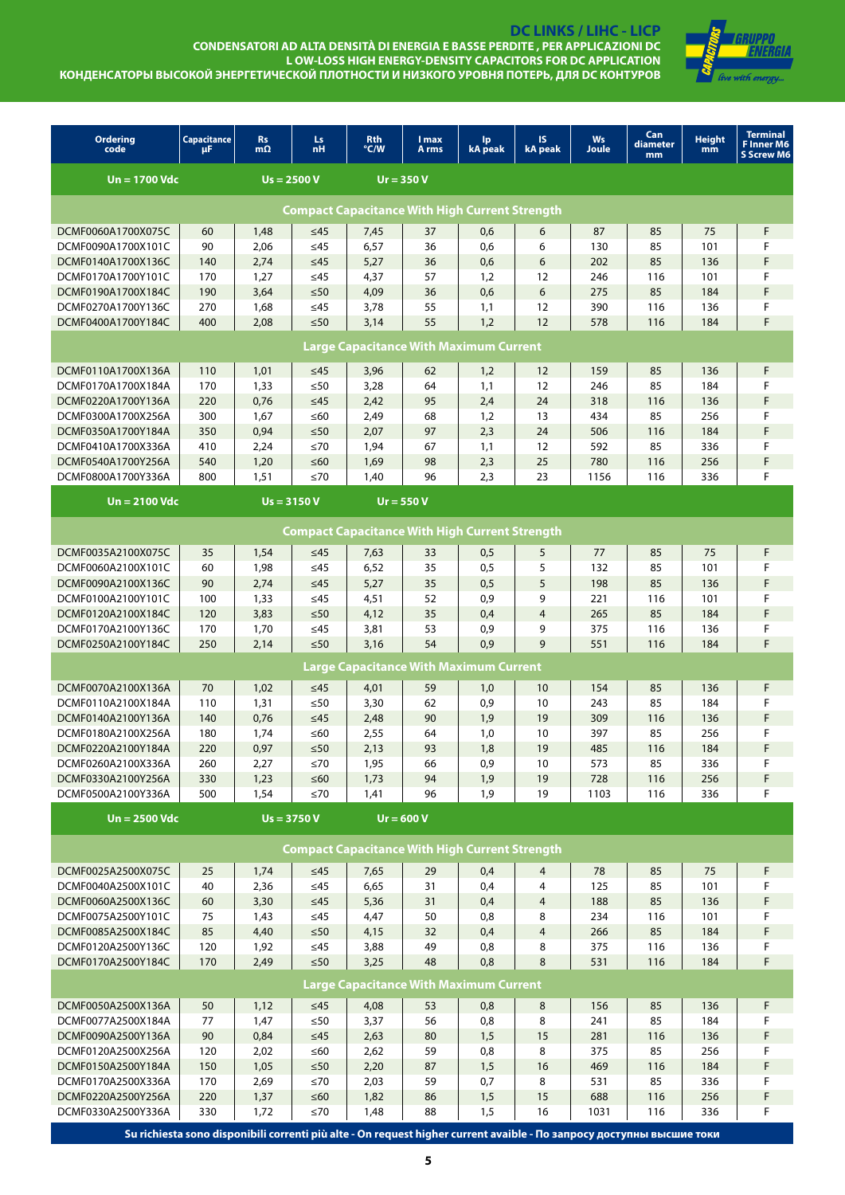# DC LINKS / LIHC - LICP

## CONDENSATORI AD ALTA DENSITÀ DI ENERGIA E BASSE PERDITE , PER APPLICAZIONI DC
## L OW-LOSS HIGH ENERGY-DENSITY CAPACITORS FOR DC APPLICATION
## КОНДЕНСАТОРЫ ВЫСОКОЙ ЭНЕРГЕТИЧЕСКОЙ ПЛОТНОСТИ И НИЗКОГО УРОВНЯ ПОТЕРЬ, ДЛЯ DC КОНТУРОВ

| Ordering code | Capacitance µF | Rs mΩ | Ls nH | Rth °C/W | I max A rms | Ip kA peak | IS kA peak | Ws Joule | Can diameter mm | Height mm | Terminal F Inner M6 S Screw M6 |
|---|---|---|---|---|---|---|---|---|---|---|---|
| **Un = 1700 Vdc** | | **Us = 2500 V** | | **Ur = 350 V** | | | | | | | |
| **Compact Capacitance With High Current Strength** | | | | | | | | | | | |
| DCMF0060A1700X075C | 60 | 1,48 | ≤45 | 7,45 | 37 | 0,6 | 6 | 87 | 85 | 75 | F |
| DCMF0090A1700X101C | 90 | 2,06 | ≤45 | 6,57 | 36 | 0,6 | 6 | 130 | 85 | 101 | F |
| DCMF0140A1700X136C | 140 | 2,74 | ≤45 | 5,27 | 36 | 0,6 | 6 | 202 | 85 | 136 | F |
| DCMF0170A1700Y101C | 170 | 1,27 | ≤45 | 4,37 | 57 | 1,2 | 12 | 246 | 116 | 101 | F |
| DCMF0190A1700X184C | 190 | 3,64 | ≤50 | 4,09 | 36 | 0,6 | 6 | 275 | 85 | 184 | F |
| DCMF0270A1700Y136C | 270 | 1,68 | ≤45 | 3,78 | 55 | 1,1 | 12 | 390 | 116 | 136 | F |
| DCMF0400A1700Y184C | 400 | 2,08 | ≤50 | 3,14 | 55 | 1,2 | 12 | 578 | 116 | 184 | F |
| **Large Capacitance With Maximum Current** | | | | | | | | | | | |
| DCMF0110A1700X136A | 110 | 1,01 | ≤45 | 3,96 | 62 | 1,2 | 12 | 159 | 85 | 136 | F |
| DCMF0170A1700X184A | 170 | 1,33 | ≤50 | 3,28 | 64 | 1,1 | 12 | 246 | 85 | 184 | F |
| DCMF0220A1700Y136A | 220 | 0,76 | ≤45 | 2,42 | 95 | 2,4 | 24 | 318 | 116 | 136 | F |
| DCMF0300A1700X256A | 300 | 1,67 | ≤60 | 2,49 | 68 | 1,2 | 13 | 434 | 85 | 256 | F |
| DCMF0350A1700Y184A | 350 | 0,94 | ≤50 | 2,07 | 97 | 2,3 | 24 | 506 | 116 | 184 | F |
| DCMF0410A1700X336A | 410 | 2,24 | ≤70 | 1,94 | 67 | 1,1 | 12 | 592 | 85 | 336 | F |
| DCMF0540A1700Y256A | 540 | 1,20 | ≤60 | 1,69 | 98 | 2,3 | 25 | 780 | 116 | 256 | F |
| DCMF0800A1700Y336A | 800 | 1,51 | ≤70 | 1,40 | 96 | 2,3 | 23 | 1156 | 116 | 336 | F |
| **Un = 2100 Vdc** | | **Us = 3150 V** | | **Ur = 550 V** | | | | | | | |
| **Compact Capacitance With High Current Strength** | | | | | | | | | | | |
| DCMF0035A2100X075C | 35 | 1,54 | ≤45 | 7,63 | 33 | 0,5 | 5 | 77 | 85 | 75 | F |
| DCMF0060A2100X101C | 60 | 1,98 | ≤45 | 6,52 | 35 | 0,5 | 5 | 132 | 85 | 101 | F |
| DCMF0090A2100X136C | 90 | 2,74 | ≤45 | 5,27 | 35 | 0,5 | 5 | 198 | 85 | 136 | F |
| DCMF0100A2100Y101C | 100 | 1,33 | ≤45 | 4,51 | 52 | 0,9 | 9 | 221 | 116 | 101 | F |
| DCMF0120A2100X184C | 120 | 3,83 | ≤50 | 4,12 | 35 | 0,4 | 4 | 265 | 85 | 184 | F |
| DCMF0170A2100Y136C | 170 | 1,70 | ≤45 | 3,81 | 53 | 0,9 | 9 | 375 | 116 | 136 | F |
| DCMF0250A2100Y184C | 250 | 2,14 | ≤50 | 3,16 | 54 | 0,9 | 9 | 551 | 116 | 184 | F |
| **Large Capacitance With Maximum Current** | | | | | | | | | | | |
| DCMF0070A2100X136A | 70 | 1,02 | ≤45 | 4,01 | 59 | 1,0 | 10 | 154 | 85 | 136 | F |
| DCMF0110A2100X184A | 110 | 1,31 | ≤50 | 3,30 | 62 | 0,9 | 10 | 243 | 85 | 184 | F |
| DCMF0140A2100Y136A | 140 | 0,76 | ≤45 | 2,48 | 90 | 1,9 | 19 | 309 | 116 | 136 | F |
| DCMF0180A2100X256A | 180 | 1,74 | ≤60 | 2,55 | 64 | 1,0 | 10 | 397 | 85 | 256 | F |
| DCMF0220A2100Y184A | 220 | 0,97 | ≤50 | 2,13 | 93 | 1,8 | 19 | 485 | 116 | 184 | F |
| DCMF0260A2100X336A | 260 | 2,27 | ≤70 | 1,95 | 66 | 0,9 | 10 | 573 | 85 | 336 | F |
| DCMF0330A2100Y256A | 330 | 1,23 | ≤60 | 1,73 | 94 | 1,9 | 19 | 728 | 116 | 256 | F |
| DCMF0500A2100Y336A | 500 | 1,54 | ≤70 | 1,41 | 96 | 1,9 | 19 | 1103 | 116 | 336 | F |
| **Un = 2500 Vdc** | | **Us = 3750 V** | | **Ur = 600 V** | | | | | | | |
| **Compact Capacitance With High Current Strength** | | | | | | | | | | | |
| DCMF0025A2500X075C | 25 | 1,74 | ≤45 | 7,65 | 29 | 0,4 | 4 | 78 | 85 | 75 | F |
| DCMF0040A2500X101C | 40 | 2,36 | ≤45 | 6,65 | 31 | 0,4 | 4 | 125 | 85 | 101 | F |
| DCMF0060A2500X136C | 60 | 3,30 | ≤45 | 5,36 | 31 | 0,4 | 4 | 188 | 85 | 136 | F |
| DCMF0075A2500Y101C | 75 | 1,43 | ≤45 | 4,47 | 50 | 0,8 | 8 | 234 | 116 | 101 | F |
| DCMF0085A2500X184C | 85 | 4,40 | ≤50 | 4,15 | 32 | 0,4 | 4 | 266 | 85 | 184 | F |
| DCMF0120A2500Y136C | 120 | 1,92 | ≤45 | 3,88 | 49 | 0,8 | 8 | 375 | 116 | 136 | F |
| DCMF0170A2500Y184C | 170 | 2,49 | ≤50 | 3,25 | 48 | 0,8 | 8 | 531 | 116 | 184 | F |
| **Large Capacitance With Maximum Current** | | | | | | | | | | | |
| DCMF0050A2500X136A | 50 | 1,12 | ≤45 | 4,08 | 53 | 0,8 | 8 | 156 | 85 | 136 | F |
| DCMF0077A2500X184A | 77 | 1,47 | ≤50 | 3,37 | 56 | 0,8 | 8 | 241 | 85 | 184 | F |
| DCMF0090A2500Y136A | 90 | 0,84 | ≤45 | 2,63 | 80 | 1,5 | 15 | 281 | 116 | 136 | F |
| DCMF0120A2500X256A | 120 | 2,02 | ≤60 | 2,62 | 59 | 0,8 | 8 | 375 | 85 | 256 | F |
| DCMF0150A2500Y184A | 150 | 1,05 | ≤50 | 2,20 | 87 | 1,5 | 16 | 469 | 116 | 184 | F |
| DCMF0170A2500X336A | 170 | 2,69 | ≤70 | 2,03 | 59 | 0,7 | 8 | 531 | 85 | 336 | F |
| DCMF0220A2500Y256A | 220 | 1,37 | ≤60 | 1,82 | 86 | 1,5 | 15 | 688 | 116 | 256 | F |
| DCMF0330A2500Y336A | 330 | 1,72 | ≤70 | 1,48 | 88 | 1,5 | 16 | 1031 | 116 | 336 | F |

**Su richiesta sono disponibili correnti più alte - On request higher current avaible - По запросу доступны высшие токи**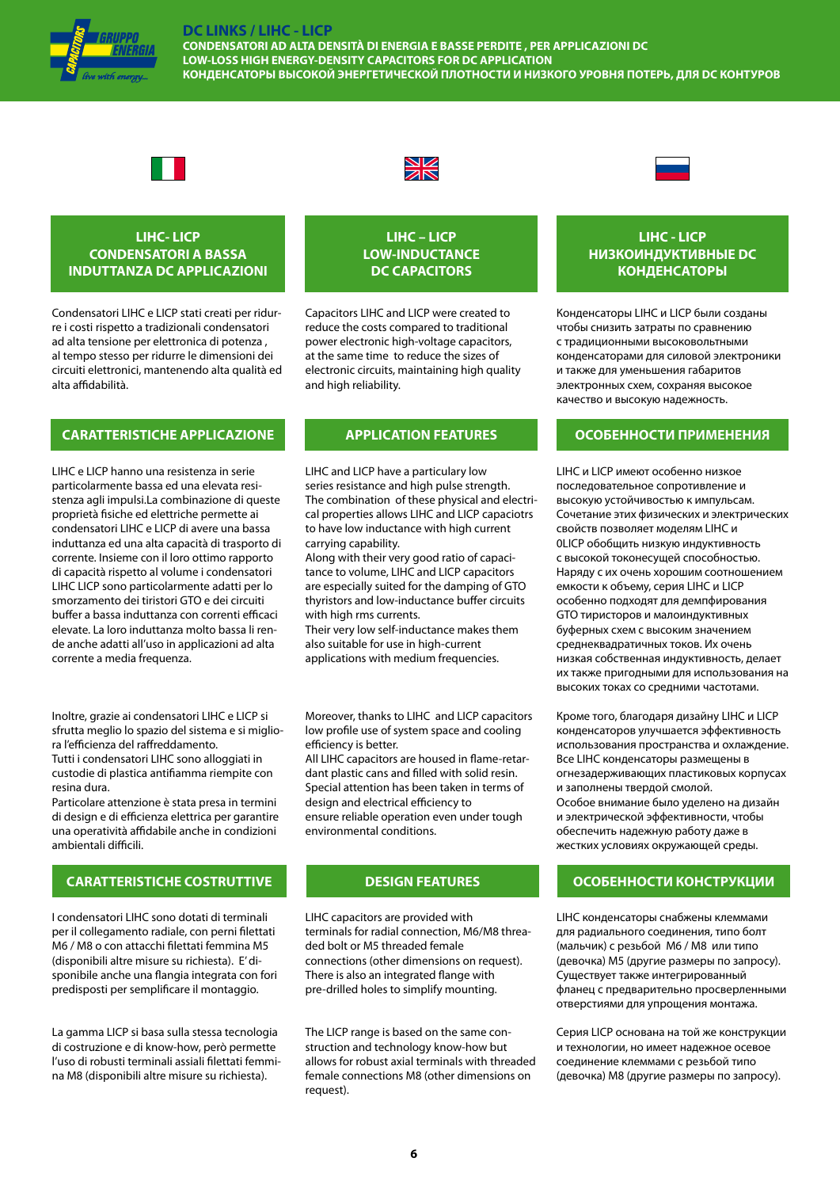# DC LINKS / LIHC - LICP

**CONDENSATORI AD ALTA DENSITÀ DI ENERGIA E BASSE PERDITE , PER APPLICAZIONI DC**
**LOW-LOSS HIGH ENERGY-DENSITY CAPACITORS FOR DC APPLICATION**
**КОНДЕНСАТОРЫ ВЫСОКОЙ ЭНЕРГЕТИЧЕСКОЙ ПЛОТНОСТИ И НИЗКОГО УРОВНЯ ПОТЕРЬ, ДЛЯ DC КОНТУРОВ**

## LIHC- LICP CONDENSATORI A BASSA INDUTTANZA DC APPLICAZIONI

Condensatori LIHC e LICP stati creati per ridurre i costi rispetto a tradizionali condensatori ad alta tensione per elettronica di potenza , al tempo stesso per ridurre le dimensioni dei circuiti elettronici, mantenendo alta qualità ed alta affidabilità.

## CARATTERISTICHE APPLICAZIONE

LIHC e LICP hanno una resistenza in serie particolarmente bassa ed una elevata resistenza agli impulsi.La combinazione di queste proprietà fisiche ed elettriche permette ai condensatori LIHC e LICP di avere una bassa induttanza ed una alta capacità di trasporto di corrente. Insieme con il loro ottimo rapporto di capacità rispetto al volume i condensatori LIHC LICP sono particolarmente adatti per lo smorzamento dei tiristori GTO e dei circuiti buffer a bassa induttanza con correnti efficaci elevate. La loro induttanza molto bassa li rende anche adatti all'uso in applicazioni ad alta corrente a media frequenza.

Inoltre, grazie ai condensatori LIHC e LICP si sfrutta meglio lo spazio del sistema e si migliora l'efficienza del raffreddamento.
Tutti i condensatori LIHC sono alloggiati in custodie di plastica antifiamma riempite con resina dura.
Particolare attenzione è stata presa in termini di design e di efficienza elettrica per garantire una operatività affidabile anche in condizioni ambientali difficili.

## CARATTERISTICHE COSTRUTTIVE

I condensatori LIHC sono dotati di terminali per il collegamento radiale, con perni filettati M6 / M8 o con attacchi filettati femmina M5 (disponibili altre misure su richiesta). E' disponibile anche una flangia integrata con fori predisposti per semplificare il montaggio.

La gamma LICP si basa sulla stessa tecnologia di costruzione e di know-how, però permette l'uso di robusti terminali assiali filettati femmina M8 (disponibili altre misure su richiesta).

## LIHC – LICP LOW-INDUCTANCE DC CAPACITORS

Capacitors LIHC and LICP were created to reduce the costs compared to traditional power electronic high-voltage capacitors, at the same time to reduce the sizes of electronic circuits, maintaining high quality and high reliability.

## APPLICATION FEATURES

LIHC and LICP have a particulary low series resistance and high pulse strength. The combination of these physical and electrical properties allows LIHC and LICP capaciotrs to have low inductance with high current carrying capability.
Along with their very good ratio of capacitance to volume, LIHC and LICP capacitors are especially suited for the damping of GTO thyristors and low-inductance buffer circuits with high rms currents.
Their very low self-inductance makes them also suitable for use in high-current applications with medium frequencies.

Moreover, thanks to LIHC and LICP capacitors low profile use of system space and cooling efficiency is better.
All LIHC capacitors are housed in flame-retardant plastic cans and filled with solid resin.
Special attention has been taken in terms of design and electrical efficiency to ensure reliable operation even under tough environmental conditions.

## DESIGN FEATURES

LIHC capacitors are provided with terminals for radial connection, M6/M8 threaded bolt or M5 threaded female connections (other dimensions on request). There is also an integrated flange with pre-drilled holes to simplify mounting.

The LICP range is based on the same construction and technology know-how but allows for robust axial terminals with threaded female connections M8 (other dimensions on request).

## LIHC - LICP НИЗКОИНДУКТИВНЫЕ DC КОНДЕНСАТОРЫ

Конденсаторы LIHC и LICP были созданы чтобы снизить затраты по сравнению с традиционными высоковольтными конденсаторами для силовой электроники и также для уменьшения габаритов электронных схем, сохраняя высокое качество и высокую надежность.

## ОСОБЕННОСТИ ПРИМЕНЕНИЯ

LIHC и LICP имеют особенно низкое последовательное сопротивление и высокую устойчивость к импульсам. Сочетание этих физических и электрических свойств позволяет моделям LIHC и 0LICP обобщить низкую индуктивность с высокой токонесущей способностью.
Наряду с их очень хорошим соотношением емкости к объему, серия LIHC и LICP особенно подходят для демпфирования GTO тиристоров и малоиндуктивных буферных схем с высоким значением среднеквадратичных токов. Их очень низкая собственная индуктивность, делает их также пригодными для использования на высоких токах со средними частотами.

Кроме того, благодаря дизайну LIHC и LICP конденсаторов улучшается эффективность использования пространства и охлаждение.
Все LIHC конденсаторы размещены в огнезадерживающих пластиковых корпусах и заполнены твердой смолой.
Особое внимание было уделено на дизайн и электрической эффективности, чтобы обеспечить надежную работу даже в жестких условиях окружающей среды.

## ОСОБЕННОСТИ КОНСТРУКЦИИ

LIHC конденсаторы снабжены клеммами для радиального соединения, типо болт (мальчик) с резьбой M6 / M8 или типо (девочка) M5 (другие размеры по запросу). Существует также интегрированный фланец с предварительно просверленными отверстиями для упрощения монтажа.

Серия LICP основана на той же конструкции и технологии, но имеет надежное осевое соединение клеммами с резьбой типо (девочка) M8 (другие размеры по запросу).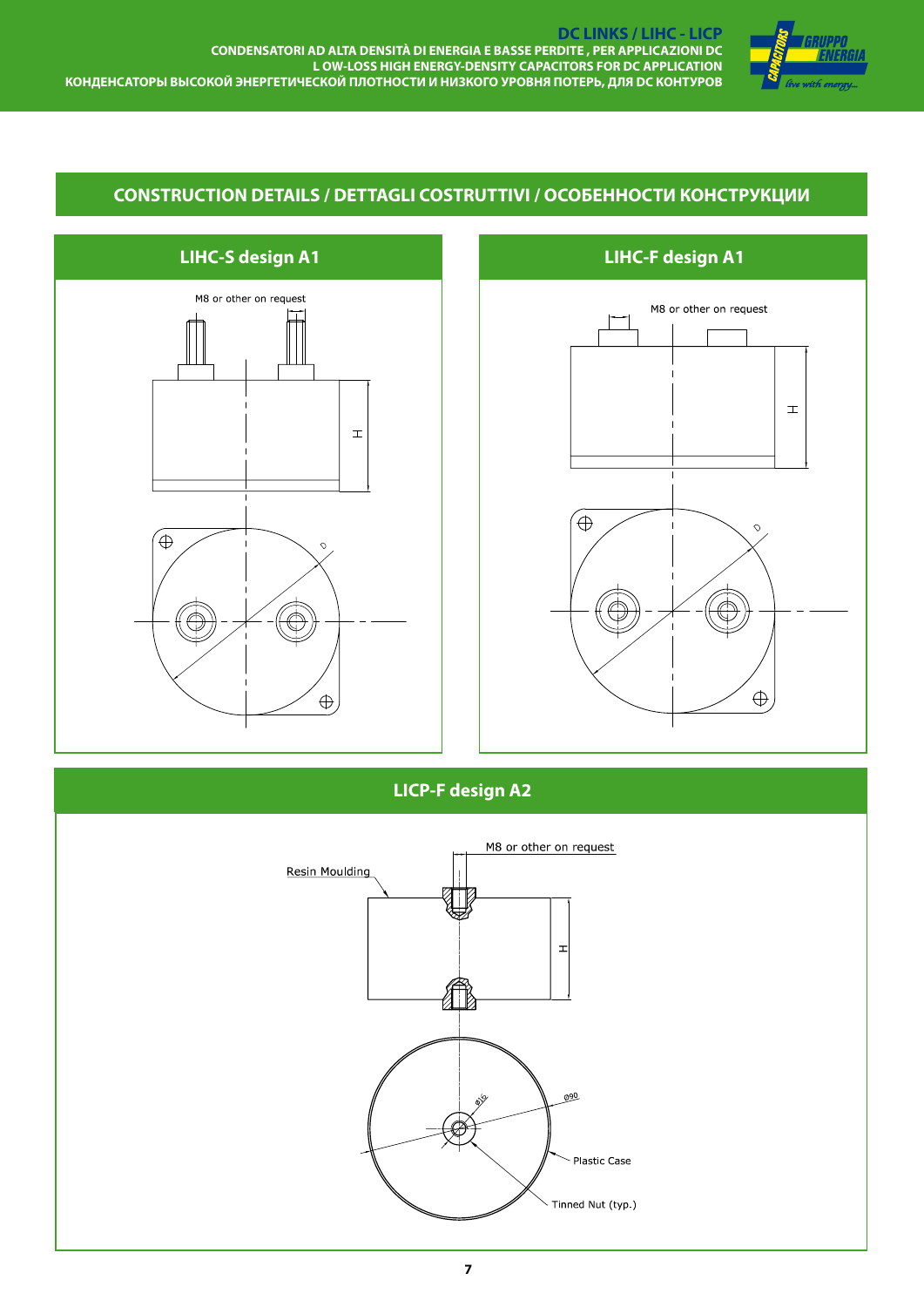## CONSTRUCTION DETAILS / DETTAGLI COSTRUTTIVI / ОСОБЕННОСТИ КОНСТРУКЦИИ

### LIHC-S design A1

M8 or other on request

H

D

### LIHC-F design A1

M8 or other on request

H

D

### LICP-F design A2

Resin Moulding

M8 or other on request

H

Ø16

Ø90

Plastic Case

Tinned Nut (typ.)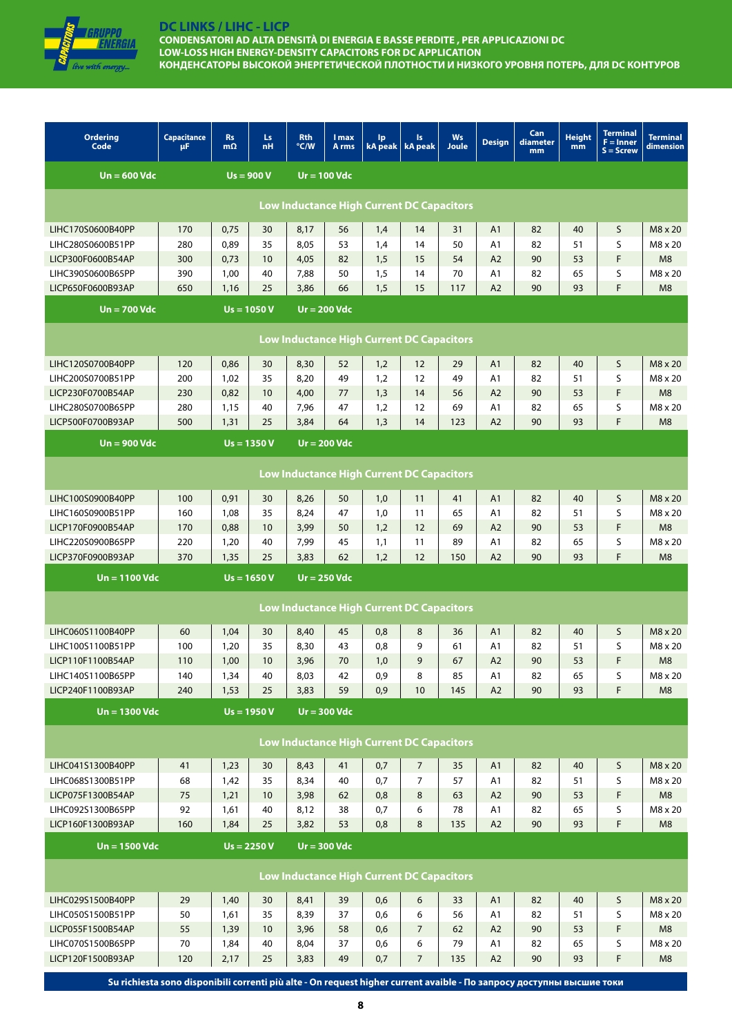# DC LINKS / LIHC - LICP

**CONDENSATORI AD ALTA DENSITÀ DI ENERGIA E BASSE PERDITE , PER APPLICAZIONI DC**
**LOW-LOSS HIGH ENERGY-DENSITY CAPACITORS FOR DC APPLICATION**
**КОНДЕНСАТОРЫ ВЫСОКОЙ ЭНЕРГЕТИЧЕСКОЙ ПЛОТНОСТИ И НИЗКОГО УРОВНЯ ПОТЕРЬ, ДЛЯ DC КОНТУРОВ**

| Ordering Code | Capacitance µF | Rs mΩ | Ls nH | Rth °C/W | I max A rms | Ip kA peak | Is kA peak | Ws Joule | Design | Can diameter mm | Height mm | Terminal F = Inner S = Screw | Terminal dimension |
|---|---|---|---|---|---|---|---|---|---|---|---|---|---|
| **Un = 600 Vdc** | | **Us = 900 V** | | **Ur = 100 Vdc** | | | | | | | | | |
| **Low Inductance High Current DC Capacitors** | | | | | | | | | | | | | |
| LIHC170S0600B40PP | 170 | 0,75 | 30 | 8,17 | 56 | 1,4 | 14 | 31 | A1 | 82 | 40 | S | M8 x 20 |
| LIHC280S0600B51PP | 280 | 0,89 | 35 | 8,05 | 53 | 1,4 | 14 | 50 | A1 | 82 | 51 | S | M8 x 20 |
| LICP300F0600B54AP | 300 | 0,73 | 10 | 4,05 | 82 | 1,5 | 15 | 54 | A2 | 90 | 53 | F | M8 |
| LIHC390S0600B65PP | 390 | 1,00 | 40 | 7,88 | 50 | 1,5 | 14 | 70 | A1 | 82 | 65 | S | M8 x 20 |
| LICP650F0600B93AP | 650 | 1,16 | 25 | 3,86 | 66 | 1,5 | 15 | 117 | A2 | 90 | 93 | F | M8 |
| **Un = 700 Vdc** | | **Us = 1050 V** | | **Ur = 200 Vdc** | | | | | | | | | |
| **Low Inductance High Current DC Capacitors** | | | | | | | | | | | | | |
| LIHC120S0700B40PP | 120 | 0,86 | 30 | 8,30 | 52 | 1,2 | 12 | 29 | A1 | 82 | 40 | S | M8 x 20 |
| LIHC200S0700B51PP | 200 | 1,02 | 35 | 8,20 | 49 | 1,2 | 12 | 49 | A1 | 82 | 51 | S | M8 x 20 |
| LICP230F0700B54AP | 230 | 0,82 | 10 | 4,00 | 77 | 1,3 | 14 | 56 | A2 | 90 | 53 | F | M8 |
| LIHC280S0700B65PP | 280 | 1,15 | 40 | 7,96 | 47 | 1,2 | 12 | 69 | A1 | 82 | 65 | S | M8 x 20 |
| LICP500F0700B93AP | 500 | 1,31 | 25 | 3,84 | 64 | 1,3 | 14 | 123 | A2 | 90 | 93 | F | M8 |
| **Un = 900 Vdc** | | **Us = 1350 V** | | **Ur = 200 Vdc** | | | | | | | | | |
| **Low Inductance High Current DC Capacitors** | | | | | | | | | | | | | |
| LIHC100S0900B40PP | 100 | 0,91 | 30 | 8,26 | 50 | 1,0 | 11 | 41 | A1 | 82 | 40 | S | M8 x 20 |
| LIHC160S0900B51PP | 160 | 1,08 | 35 | 8,24 | 47 | 1,0 | 11 | 65 | A1 | 82 | 51 | S | M8 x 20 |
| LICP170F0900B54AP | 170 | 0,88 | 10 | 3,99 | 50 | 1,2 | 12 | 69 | A2 | 90 | 53 | F | M8 |
| LIHC220S0900B65PP | 220 | 1,20 | 40 | 7,99 | 45 | 1,1 | 11 | 89 | A1 | 82 | 65 | S | M8 x 20 |
| LICP370F0900B93AP | 370 | 1,35 | 25 | 3,83 | 62 | 1,2 | 12 | 150 | A2 | 90 | 93 | F | M8 |
| **Un = 1100 Vdc** | | **Us = 1650 V** | | **Ur = 250 Vdc** | | | | | | | | | |
| **Low Inductance High Current DC Capacitors** | | | | | | | | | | | | | |
| LIHC060S1100B40PP | 60 | 1,04 | 30 | 8,40 | 45 | 0,8 | 8 | 36 | A1 | 82 | 40 | S | M8 x 20 |
| LIHC100S1100B51PP | 100 | 1,20 | 35 | 8,30 | 43 | 0,8 | 9 | 61 | A1 | 82 | 51 | S | M8 x 20 |
| LICP110F1100B54AP | 110 | 1,00 | 10 | 3,96 | 70 | 1,0 | 9 | 67 | A2 | 90 | 53 | F | M8 |
| LIHC140S1100B65PP | 140 | 1,34 | 40 | 8,03 | 42 | 0,9 | 8 | 85 | A1 | 82 | 65 | S | M8 x 20 |
| LICP240F1100B93AP | 240 | 1,53 | 25 | 3,83 | 59 | 0,9 | 10 | 145 | A2 | 90 | 93 | F | M8 |
| **Un = 1300 Vdc** | | **Us = 1950 V** | | **Ur = 300 Vdc** | | | | | | | | | |
| **Low Inductance High Current DC Capacitors** | | | | | | | | | | | | | |
| LIHC041S1300B40PP | 41 | 1,23 | 30 | 8,43 | 41 | 0,7 | 7 | 35 | A1 | 82 | 40 | S | M8 x 20 |
| LIHC068S1300B51PP | 68 | 1,42 | 35 | 8,34 | 40 | 0,7 | 7 | 57 | A1 | 82 | 51 | S | M8 x 20 |
| LICP075F1300B54AP | 75 | 1,21 | 10 | 3,98 | 62 | 0,8 | 8 | 63 | A2 | 90 | 53 | F | M8 |
| LIHC092S1300B65PP | 92 | 1,61 | 40 | 8,12 | 38 | 0,7 | 6 | 78 | A1 | 82 | 65 | S | M8 x 20 |
| LICP160F1300B93AP | 160 | 1,84 | 25 | 3,82 | 53 | 0,8 | 8 | 135 | A2 | 90 | 93 | F | M8 |
| **Un = 1500 Vdc** | | **Us = 2250 V** | | **Ur = 300 Vdc** | | | | | | | | | |
| **Low Inductance High Current DC Capacitors** | | | | | | | | | | | | | |
| LIHC029S1500B40PP | 29 | 1,40 | 30 | 8,41 | 39 | 0,6 | 6 | 33 | A1 | 82 | 40 | S | M8 x 20 |
| LIHC050S1500B51PP | 50 | 1,61 | 35 | 8,39 | 37 | 0,6 | 6 | 56 | A1 | 82 | 51 | S | M8 x 20 |
| LICP055F1500B54AP | 55 | 1,39 | 10 | 3,96 | 58 | 0,6 | 7 | 62 | A2 | 90 | 53 | F | M8 |
| LIHC070S1500B65PP | 70 | 1,84 | 40 | 8,04 | 37 | 0,6 | 6 | 79 | A1 | 82 | 65 | S | M8 x 20 |
| LICP120F1500B93AP | 120 | 2,17 | 25 | 3,83 | 49 | 0,7 | 7 | 135 | A2 | 90 | 93 | F | M8 |

**Su richiesta sono disponibili correnti più alte - On request higher current avaible - По запросу доступны высшие токи**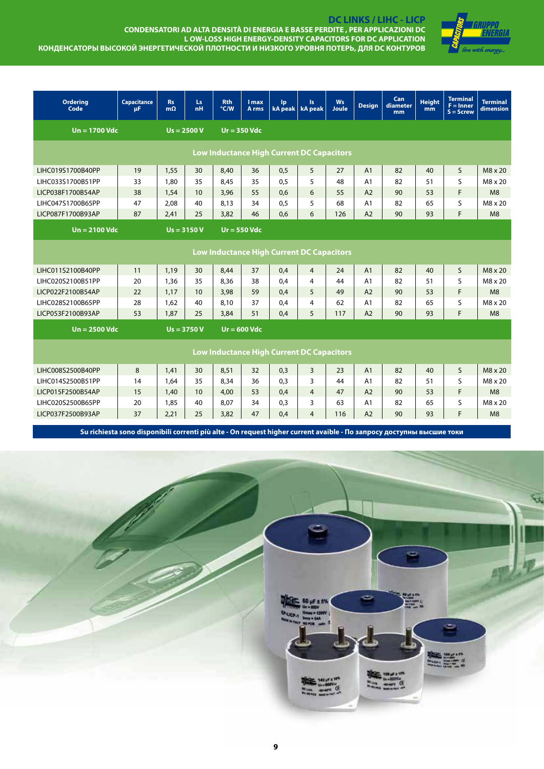# DC LINKS / LIHC - LICP

**CONDENSATORI AD ALTA DENSITÀ DI ENERGIA E BASSE PERDITE , PER APPLICAZIONI DC**
**L OW-LOSS HIGH ENERGY-DENSITY CAPACITORS FOR DC APPLICATION**
**КОНДЕНСАТОРЫ ВЫСОКОЙ ЭНЕРГЕТИЧЕСКОЙ ПЛОТНОСТИ И НИЗКОГО УРОВНЯ ПОТЕРЬ, ДЛЯ DC КОНТУРОВ**

| Ordering Code | Capacitance µF | Rs mΩ | Ls nH | Rth °C/W | I max A rms | Ip kA peak | Is kA peak | Ws Joule | Design | Can diameter mm | Height mm | Terminal F = Inner S = Screw | Terminal dimension |
|---|---|---|---|---|---|---|---|---|---|---|---|---|---|
| **Un = 1700 Vdc** | | **Us = 2500 V** | | **Ur = 350 Vdc** | | | | | | | | | |
| | | | | **Low Inductance High Current DC Capacitors** | | | | | | | | | |
| LIHC019S1700B40PP | 19 | 1,55 | 30 | 8,40 | 36 | 0,5 | 5 | 27 | A1 | 82 | 40 | S | M8 x 20 |
| LIHC033S1700B51PP | 33 | 1,80 | 35 | 8,45 | 35 | 0,5 | 5 | 48 | A1 | 82 | 51 | S | M8 x 20 |
| LICP038F1700B54AP | 38 | 1,54 | 10 | 3,96 | 55 | 0,6 | 6 | 55 | A2 | 90 | 53 | F | M8 |
| LIHC047S1700B65PP | 47 | 2,08 | 40 | 8,13 | 34 | 0,5 | 5 | 68 | A1 | 82 | 65 | S | M8 x 20 |
| LICP087F1700B93AP | 87 | 2,41 | 25 | 3,82 | 46 | 0,6 | 6 | 126 | A2 | 90 | 93 | F | M8 |
| **Un = 2100 Vdc** | | **Us = 3150 V** | | **Ur = 550 Vdc** | | | | | | | | | |
| | | | | **Low Inductance High Current DC Capacitors** | | | | | | | | | |
| LIHC011S2100B40PP | 11 | 1,19 | 30 | 8,44 | 37 | 0,4 | 4 | 24 | A1 | 82 | 40 | S | M8 x 20 |
| LIHC020S2100B51PP | 20 | 1,36 | 35 | 8,36 | 38 | 0,4 | 4 | 44 | A1 | 82 | 51 | S | M8 x 20 |
| LICP022F2100B54AP | 22 | 1,17 | 10 | 3,98 | 59 | 0,4 | 5 | 49 | A2 | 90 | 53 | F | M8 |
| LIHC028S2100B65PP | 28 | 1,62 | 40 | 8,10 | 37 | 0,4 | 4 | 62 | A1 | 82 | 65 | S | M8 x 20 |
| LICP053F2100B93AP | 53 | 1,87 | 25 | 3,84 | 51 | 0,4 | 5 | 117 | A2 | 90 | 93 | F | M8 |
| **Un = 2500 Vdc** | | **Us = 3750 V** | | **Ur = 600 Vdc** | | | | | | | | | |
| | | | | **Low Inductance High Current DC Capacitors** | | | | | | | | | |
| LIHC008S2500B40PP | 8 | 1,41 | 30 | 8,51 | 32 | 0,3 | 3 | 23 | A1 | 82 | 40 | S | M8 x 20 |
| LIHC014S2500B51PP | 14 | 1,64 | 35 | 8,34 | 36 | 0,3 | 3 | 44 | A1 | 82 | 51 | S | M8 x 20 |
| LICP015F2500B54AP | 15 | 1,40 | 10 | 4,00 | 53 | 0,4 | 4 | 47 | A2 | 90 | 53 | F | M8 |
| LIHC020S2500B65PP | 20 | 1,85 | 40 | 8,07 | 34 | 0,3 | 3 | 63 | A1 | 82 | 65 | S | M8 x 20 |
| LICP037F2500B93AP | 37 | 2,21 | 25 | 3,82 | 47 | 0,4 | 4 | 116 | A2 | 90 | 93 | F | M8 |

**Su richiesta sono disponibili correnti più alte - On request higher current avaible - По запросу доступны высшие токи**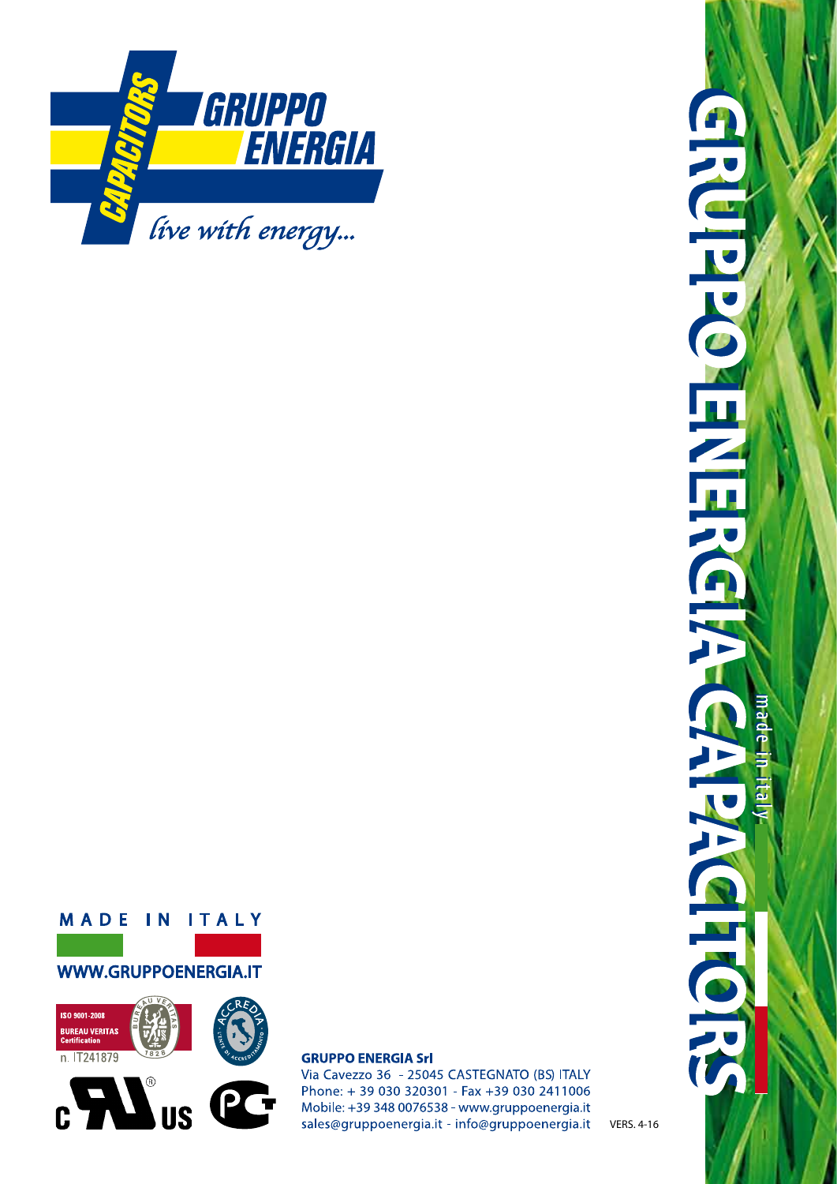GRUPPO ENERGIA

CAPACITORS

*live with energy...*

GRUPPO ENERGIA CAPACITORS

made in italy

MADE IN ITALY

WWW.GRUPPOENERGIA.IT

ISO 9001-2008
BUREAU VERITAS
Certification
n. IT241879

**GRUPPO ENERGIA Srl**

Via Cavezzo 36 - 25045 CASTEGNATO (BS) ITALY
Phone: + 39 030 320301 - Fax +39 030 2411006
Mobile: +39 348 0076538 - www.gruppoenergia.it
sales@gruppoenergia.it - info@gruppoenergia.it

VERS. 4-16